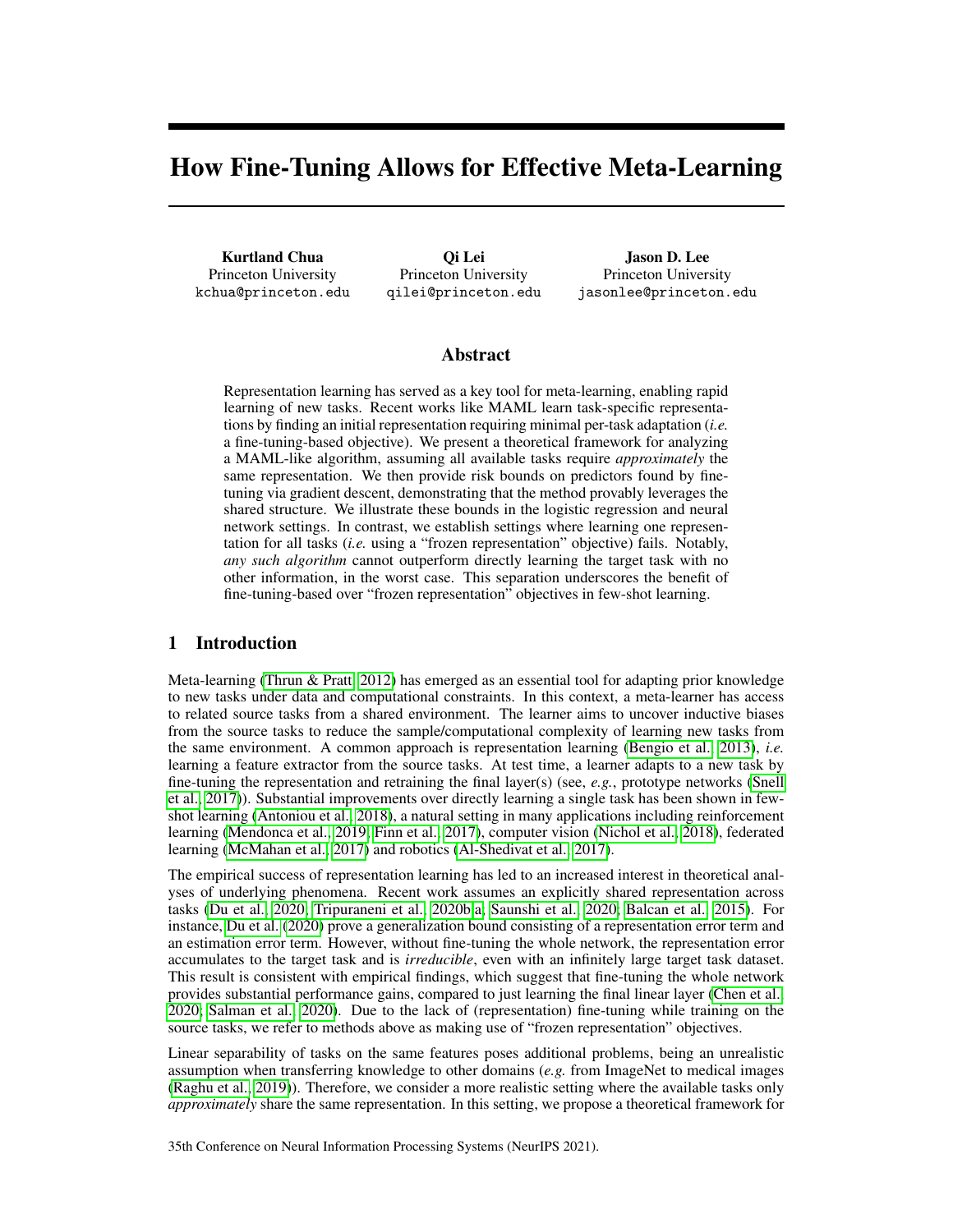# How Fine-Tuning Allows for Effective Meta-Learning

**Kurtland Chua**
Princeton University
kchua@princeton.edu

**Qi Lei**
Princeton University
qilei@princeton.edu

**Jason D. Lee**
Princeton University
jasonlee@princeton.edu

## Abstract

Representation learning has served as a key tool for meta-learning, enabling rapid learning of new tasks. Recent works like MAML learn task-specific representations by finding an initial representation requiring minimal per-task adaptation (*i.e.* a fine-tuning-based objective). We present a theoretical framework for analyzing a MAML-like algorithm, assuming all available tasks require *approximately* the same representation. We then provide risk bounds on predictors found by fine-tuning via gradient descent, demonstrating that the method provably leverages the shared structure. We illustrate these bounds in the logistic regression and neural network settings. In contrast, we establish settings where learning one representation for all tasks (*i.e.* using a "frozen representation" objective) fails. Notably, *any such algorithm* cannot outperform directly learning the target task with no other information, in the worst case. This separation underscores the benefit of fine-tuning-based over "frozen representation" objectives in few-shot learning.

## 1 Introduction

Meta-learning (Thrun & Pratt, 2012) has emerged as an essential tool for adapting prior knowledge to new tasks under data and computational constraints. In this context, a meta-learner has access to related source tasks from a shared environment. The learner aims to uncover inductive biases from the source tasks to reduce the sample/computational complexity of learning new tasks from the same environment. A common approach is representation learning (Bengio et al., 2013), *i.e.* learning a feature extractor from the source tasks. At test time, a learner adapts to a new task by fine-tuning the representation and retraining the final layer(s) (see, *e.g.*, prototype networks (Snell et al., 2017)). Substantial improvements over directly learning a single task has been shown in few-shot learning (Antoniou et al., 2018), a natural setting in many applications including reinforcement learning (Mendonca et al., 2019; Finn et al., 2017), computer vision (Nichol et al., 2018), federated learning (McMahan et al., 2017) and robotics (Al-Shedivat et al., 2017).

The empirical success of representation learning has led to an increased interest in theoretical analyses of underlying phenomena. Recent work assumes an explicitly shared representation across tasks (Du et al., 2020; Tripuraneni et al., 2020b;a; Saunshi et al., 2020; Balcan et al., 2015). For instance, Du et al. (2020) prove a generalization bound consisting of a representation error term and an estimation error term. However, without fine-tuning the whole network, the representation error accumulates to the target task and is *irreducible*, even with an infinitely large target task dataset. This result is consistent with empirical findings, which suggest that fine-tuning the whole network provides substantial performance gains, compared to just learning the final linear layer (Chen et al., 2020; Salman et al., 2020). Due to the lack of (representation) fine-tuning while training on the source tasks, we refer to methods above as making use of "frozen representation" objectives.

Linear separability of tasks on the same features poses additional problems, being an unrealistic assumption when transferring knowledge to other domains (*e.g.* from ImageNet to medical images (Raghu et al., 2019)). Therefore, we consider a more realistic setting where the available tasks only *approximately* share the same representation. In this setting, we propose a theoretical framework for

35th Conference on Neural Information Processing Systems (NeurIPS 2021).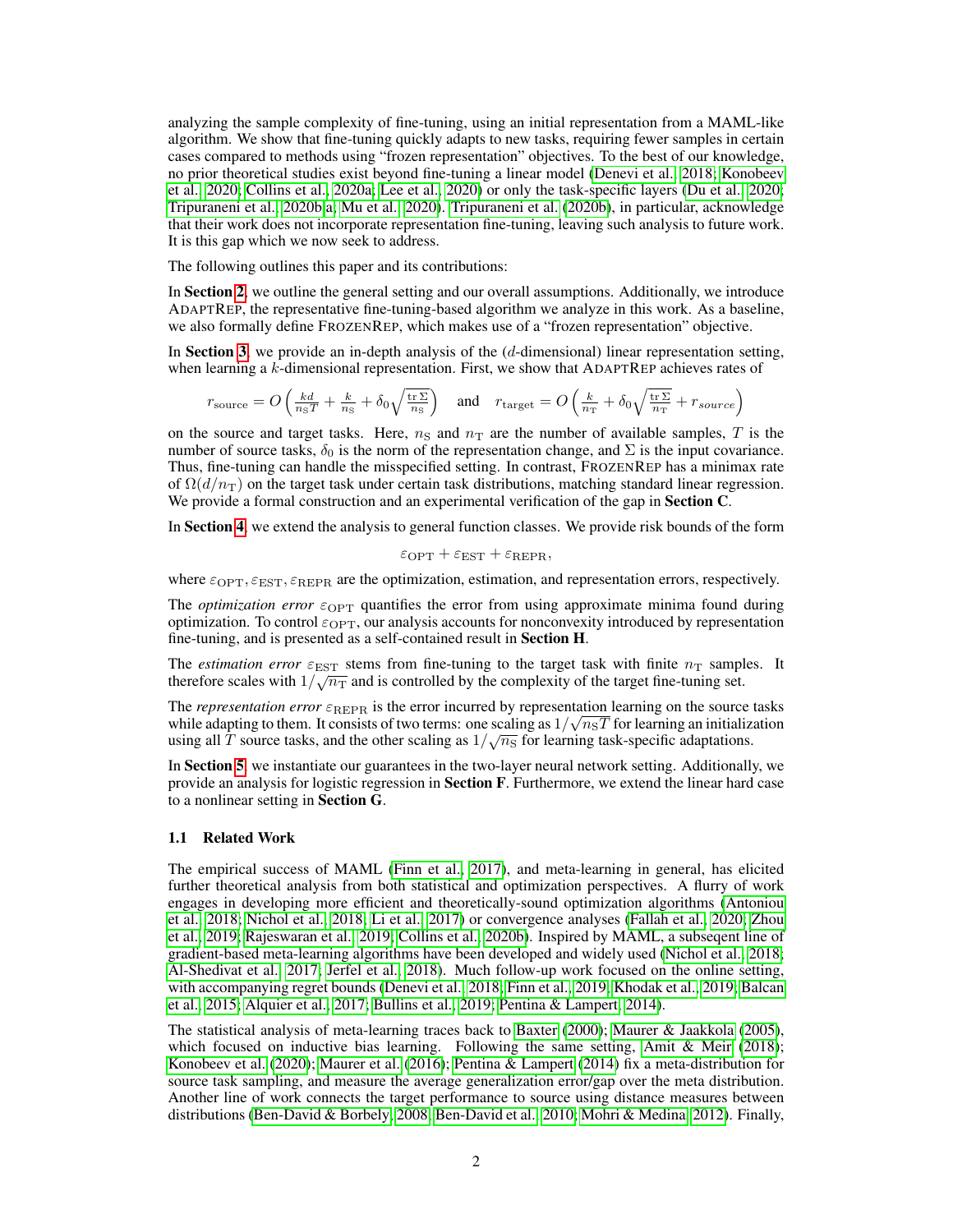analyzing the sample complexity of fine-tuning, using an initial representation from a MAML-like algorithm. We show that fine-tuning quickly adapts to new tasks, requiring fewer samples in certain cases compared to methods using "frozen representation" objectives. To the best of our knowledge, no prior theoretical studies exist beyond fine-tuning a linear model (Denevi et al., 2018; Konobeev et al., 2020; Collins et al., 2020a; Lee et al., 2020) or only the task-specific layers (Du et al., 2020; Tripuraneni et al., 2020b,a; Mu et al., 2020). Tripuraneni et al. (2020b), in particular, acknowledge that their work does not incorporate representation fine-tuning, leaving such analysis to future work. It is this gap which we now seek to address.

The following outlines this paper and its contributions:

In **Section 2**, we outline the general setting and our overall assumptions. Additionally, we introduce ADAPTREP, the representative fine-tuning-based algorithm we analyze in this work. As a baseline, we also formally define FROZENREP, which makes use of a "frozen representation" objective.

In **Section 3**, we provide an in-depth analysis of the ($d$-dimensional) linear representation setting, when learning a $k$-dimensional representation. First, we show that ADAPTREP achieves rates of

$$r_{\text{source}} = O\left(\tfrac{kd}{n_{\text{S}}T} + \tfrac{k}{n_{\text{S}}} + \delta_0\sqrt{\tfrac{\operatorname{tr}\Sigma}{n_{\text{S}}}}\right) \quad \text{and} \quad r_{\text{target}} = O\left(\tfrac{k}{n_{\text{T}}} + \delta_0\sqrt{\tfrac{\operatorname{tr}\Sigma}{n_{\text{T}}}} + r_{source}\right)$$

on the source and target tasks. Here, $n_{\text{S}}$ and $n_{\text{T}}$ are the number of available samples, $T$ is the number of source tasks, $\delta_0$ is the norm of the representation change, and $\Sigma$ is the input covariance. Thus, fine-tuning can handle the misspecified setting. In contrast, FROZENREP has a minimax rate of $\Omega(d/n_{\text{T}})$ on the target task under certain task distributions, matching standard linear regression. We provide a formal construction and an experimental verification of the gap in **Section C**.

In **Section 4**, we extend the analysis to general function classes. We provide risk bounds of the form

$$\varepsilon_{\text{OPT}} + \varepsilon_{\text{EST}} + \varepsilon_{\text{REPR}},$$

where $\varepsilon_{\text{OPT}}, \varepsilon_{\text{EST}}, \varepsilon_{\text{REPR}}$ are the optimization, estimation, and representation errors, respectively.

The *optimization error* $\varepsilon_{\text{OPT}}$ quantifies the error from using approximate minima found during optimization. To control $\varepsilon_{\text{OPT}}$, our analysis accounts for nonconvexity introduced by representation fine-tuning, and is presented as a self-contained result in **Section H**.

The *estimation error* $\varepsilon_{\text{EST}}$ stems from fine-tuning to the target task with finite $n_{\text{T}}$ samples. It therefore scales with $1/\sqrt{n_{\text{T}}}$ and is controlled by the complexity of the target fine-tuning set.

The *representation error* $\varepsilon_{\text{REPR}}$ is the error incurred by representation learning on the source tasks while adapting to them. It consists of two terms: one scaling as $1/\sqrt{n_{\text{S}}T}$ for learning an initialization using all $T$ source tasks, and the other scaling as $1/\sqrt{n_{\text{S}}}$ for learning task-specific adaptations.

In **Section 5**, we instantiate our guarantees in the two-layer neural network setting. Additionally, we provide an analysis for logistic regression in **Section F**. Furthermore, we extend the linear hard case to a nonlinear setting in **Section G**.

### 1.1 Related Work

The empirical success of MAML (Finn et al., 2017), and meta-learning in general, has elicited further theoretical analysis from both statistical and optimization perspectives. A flurry of work engages in developing more efficient and theoretically-sound optimization algorithms (Antoniou et al., 2018; Nichol et al., 2018; Li et al., 2017) or convergence analyses (Fallah et al., 2020; Zhou et al., 2019; Rajeswaran et al., 2019; Collins et al., 2020b). Inspired by MAML, a subseqent line of gradient-based meta-learning algorithms have been developed and widely used (Nichol et al., 2018; Al-Shedivat et al., 2017; Jerfel et al., 2018). Much follow-up work focused on the online setting, with accompanying regret bounds (Denevi et al., 2018; Finn et al., 2019; Khodak et al., 2019; Balcan et al., 2015; Alquier et al., 2017; Bullins et al., 2019; Pentina & Lampert, 2014).

The statistical analysis of meta-learning traces back to Baxter (2000); Maurer & Jaakkola (2005), which focused on inductive bias learning. Following the same setting, Amit & Meir (2018); Konobeev et al. (2020); Maurer et al. (2016); Pentina & Lampert (2014) fix a meta-distribution for source task sampling, and measure the average generalization error/gap over the meta distribution. Another line of work connects the target performance to source using distance measures between distributions (Ben-David & Borbely, 2008; Ben-David et al., 2010; Mohri & Medina, 2012). Finally,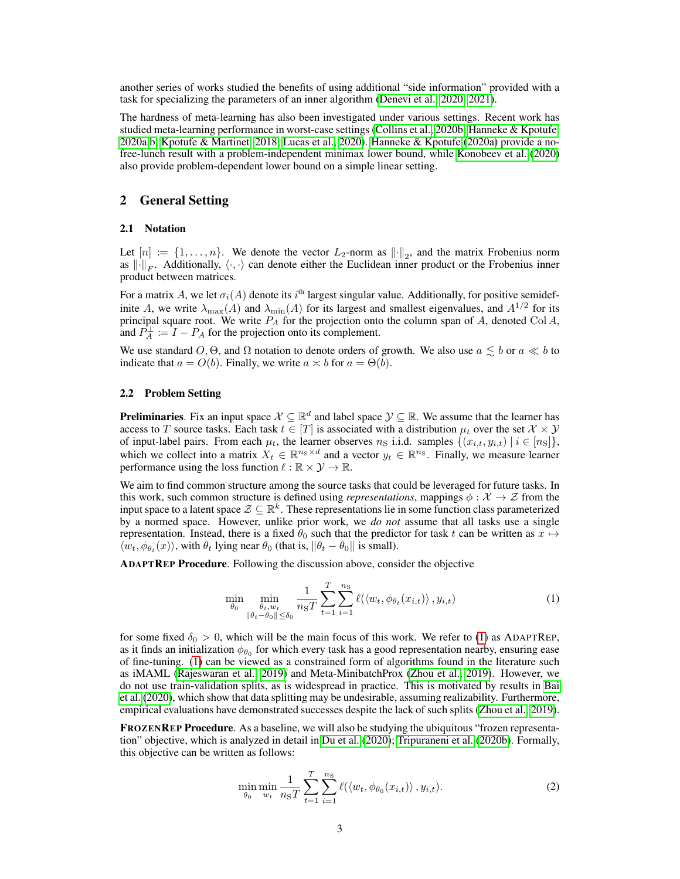another series of works studied the benefits of using additional "side information" provided with a task for specializing the parameters of an inner algorithm (Denevi et al., 2020, 2021).

The hardness of meta-learning has also been investigated under various settings. Recent work has studied meta-learning performance in worst-case settings (Collins et al., 2020b; Hanneke & Kpotufe, 2020a,b; Kpotufe & Martinet, 2018; Lucas et al., 2020). Hanneke & Kpotufe (2020a) provide a no-free-lunch result with a problem-independent minimax lower bound, while Konobeev et al. (2020) also provide problem-dependent lower bound on a simple linear setting.

## 2 General Setting

### 2.1 Notation

Let $[n] := \{1, \ldots, n\}$. We denote the vector $L_2$-norm as $\|\cdot\|_2$, and the matrix Frobenius norm as $\|\cdot\|_F$. Additionally, $\langle \cdot, \cdot \rangle$ can denote either the Euclidean inner product or the Frobenius inner product between matrices.

For a matrix $A$, we let $\sigma_i(A)$ denote its $i^{\text{th}}$ largest singular value. Additionally, for positive semidefinite $A$, we write $\lambda_{\max}(A)$ and $\lambda_{\min}(A)$ for its largest and smallest eigenvalues, and $A^{1/2}$ for its principal square root. We write $P_A$ for the projection onto the column span of $A$, denoted $\operatorname{Col} A$, and $P_A^\perp := I - P_A$ for the projection onto its complement.

We use standard $O, \Theta$, and $\Omega$ notation to denote orders of growth. We also use $a \lesssim b$ or $a \ll b$ to indicate that $a = O(b)$. Finally, we write $a \asymp b$ for $a = \Theta(b)$.

### 2.2 Problem Setting

**Preliminaries**. Fix an input space $\mathcal{X} \subseteq \mathbb{R}^d$ and label space $\mathcal{Y} \subseteq \mathbb{R}$. We assume that the learner has access to $T$ source tasks. Each task $t \in [T]$ is associated with a distribution $\mu_t$ over the set $\mathcal{X} \times \mathcal{Y}$ of input-label pairs. From each $\mu_t$, the learner observes $n_{\mathrm{S}}$ i.i.d. samples $\{(x_{i,t}, y_{i,t}) \mid i \in [n_{\mathrm{S}}]\}$, which we collect into a matrix $X_t \in \mathbb{R}^{n_{\mathrm{S}} \times d}$ and a vector $y_t \in \mathbb{R}^{n_{\mathrm{S}}}$. Finally, we measure learner performance using the loss function $\ell : \mathbb{R} \times \mathcal{Y} \to \mathbb{R}$.

We aim to find common structure among the source tasks that could be leveraged for future tasks. In this work, such common structure is defined using *representations*, mappings $\phi : \mathcal{X} \to \mathcal{Z}$ from the input space to a latent space $\mathcal{Z} \subseteq \mathbb{R}^k$. These representations lie in some function class parameterized by a normed space. However, unlike prior work, we *do not* assume that all tasks use a single representation. Instead, there is a fixed $\theta_0$ such that the predictor for task $t$ can be written as $x \mapsto \langle w_t, \phi_{\theta_t}(x) \rangle$, with $\theta_t$ lying near $\theta_0$ (that is, $\|\theta_t - \theta_0\|$ is small).

**AdaptRep Procedure**. Following the discussion above, consider the objective

$$\min_{\theta_0} \min_{\substack{\theta_t, w_t \\ \|\theta_t - \theta_0\| \le \delta_0}} \frac{1}{n_{\mathrm{S}} T} \sum_{t=1}^{T} \sum_{i=1}^{n_{\mathrm{S}}} \ell(\langle w_t, \phi_{\theta_t}(x_{i,t}) \rangle, y_{i,t}) \tag{1}$$

for some fixed $\delta_0 > 0$, which will be the main focus of this work. We refer to (1) as AdaptRep, as it finds an initialization $\phi_{\theta_0}$ for which every task has a good representation nearby, ensuring ease of fine-tuning. (1) can be viewed as a constrained form of algorithms found in the literature such as iMAML (Rajeswaran et al., 2019) and Meta-MinibatchProx (Zhou et al., 2019). However, we do not use train-validation splits, as is widespread in practice. This is motivated by results in Bai et al. (2020), which show that data splitting may be undesirable, assuming realizability. Furthermore, empirical evaluations have demonstrated successes despite the lack of such splits (Zhou et al., 2019).

**FrozenRep Procedure**. As a baseline, we will also be studying the ubiquitous "frozen representation" objective, which is analyzed in detail in Du et al. (2020); Tripuraneni et al. (2020b). Formally, this objective can be written as follows:

$$\min_{\theta_0} \min_{w_t} \frac{1}{n_{\mathrm{S}} T} \sum_{t=1}^{T} \sum_{i=1}^{n_{\mathrm{S}}} \ell(\langle w_t, \phi_{\theta_0}(x_{i,t}) \rangle, y_{i,t}). \tag{2}$$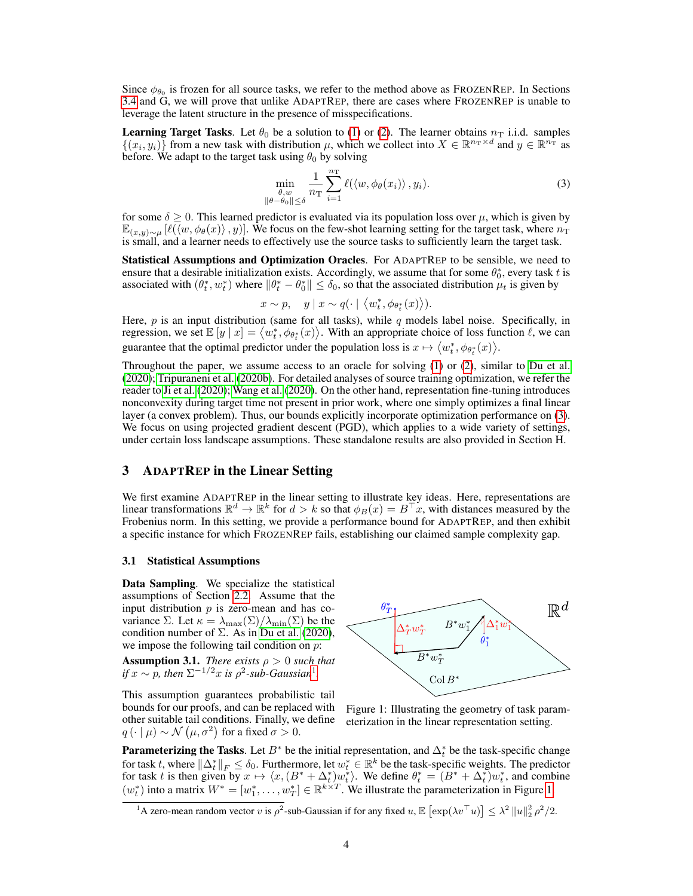Since $\phi_{\theta_0}$ is frozen for all source tasks, we refer to the method above as FROZENREP. In Sections 3.4 and G, we will prove that unlike ADAPTREP, there are cases where FROZENREP is unable to leverage the latent structure in the presence of misspecifications.

**Learning Target Tasks**. Let $\theta_0$ be a solution to (1) or (2). The learner obtains $n_{\mathrm{T}}$ i.i.d. samples $\{(x_i, y_i)\}$ from a new task with distribution $\mu$, which we collect into $X \in \mathbb{R}^{n_{\mathrm{T}} \times d}$ and $y \in \mathbb{R}^{n_{\mathrm{T}}}$ as before. We adapt to the target task using $\theta_0$ by solving

$$\min_{\substack{\theta, w \\ \|\theta - \theta_0\| \leq \delta}} \frac{1}{n_{\mathrm{T}}} \sum_{i=1}^{n_{\mathrm{T}}} \ell(\langle w, \phi_\theta(x_i) \rangle, y_i). \tag{3}$$

for some $\delta \geq 0$. This learned predictor is evaluated via its population loss over $\mu$, which is given by $\mathbb{E}_{(x,y)\sim\mu}\left[\ell(\langle w, \phi_\theta(x)\rangle, y)\right]$. We focus on the few-shot learning setting for the target task, where $n_{\mathrm{T}}$ is small, and a learner needs to effectively use the source tasks to sufficiently learn the target task.

**Statistical Assumptions and Optimization Oracles**. For ADAPTREP to be sensible, we need to ensure that a desirable initialization exists. Accordingly, we assume that for some $\theta_0^*$, every task $t$ is associated with $(\theta_t^*, w_t^*)$ where $\|\theta_t^* - \theta_0^*\| \leq \delta_0$, so that the associated distribution $\mu_t$ is given by

$$x \sim p, \quad y \mid x \sim q(\cdot \mid \langle w_t^*, \phi_{\theta_t^*}(x)\rangle).$$

Here, $p$ is an input distribution (same for all tasks), while $q$ models label noise. Specifically, in regression, we set $\mathbb{E}\left[y \mid x\right] = \langle w_t^*, \phi_{\theta_t^*}(x)\rangle$. With an appropriate choice of loss function $\ell$, we can guarantee that the optimal predictor under the population loss is $x \mapsto \langle w_t^*, \phi_{\theta_t^*}(x)\rangle$.

Throughout the paper, we assume access to an oracle for solving (1) or (2), similar to Du et al. (2020); Tripuraneni et al. (2020b). For detailed analyses of source training optimization, we refer the reader to Ji et al. (2020); Wang et al. (2020). On the other hand, representation fine-tuning introduces nonconvexity during target time not present in prior work, where one simply optimizes a final linear layer (a convex problem). Thus, our bounds explicitly incorporate optimization performance on (3). We focus on using projected gradient descent (PGD), which applies to a wide variety of settings, under certain loss landscape assumptions. These standalone results are also provided in Section H.

## 3 ADAPTREP in the Linear Setting

We first examine ADAPTREP in the linear setting to illustrate key ideas. Here, representations are linear transformations $\mathbb{R}^d \to \mathbb{R}^k$ for $d > k$ so that $\phi_B(x) = B^\top x$, with distances measured by the Frobenius norm. In this setting, we provide a performance bound for ADAPTREP, and then exhibit a specific instance for which FROZENREP fails, establishing our claimed sample complexity gap.

### 3.1 Statistical Assumptions

**Data Sampling**. We specialize the statistical assumptions of Section 2.2. Assume that the input distribution $p$ is zero-mean and has covariance $\Sigma$. Let $\kappa = \lambda_{\max}(\Sigma)/\lambda_{\min}(\Sigma)$ be the condition number of $\Sigma$. As in Du et al. (2020), we impose the following tail condition on $p$:

**Assumption 3.1.** *There exists $\rho > 0$ such that if $x \sim p$, then $\Sigma^{-1/2}x$ is $\rho^2$-sub-Gaussian*[1]*.*

This assumption guarantees probabilistic tail bounds for our proofs, and can be replaced with other suitable tail conditions. Finally, we define $q(\cdot \mid \mu) \sim \mathcal{N}(\mu, \sigma^2)$ for a fixed $\sigma > 0$.

Figure 1: Illustrating the geometry of task parameterization in the linear representation setting.

**Parameterizing the Tasks**. Let $B^*$ be the initial representation, and $\Delta_t^*$ be the task-specific change for task $t$, where $\|\Delta_t^*\|_F \leq \delta_0$. Furthermore, let $w_t^* \in \mathbb{R}^k$ be the task-specific weights. The predictor for task $t$ is then given by $x \mapsto \langle x, (B^* + \Delta_t^*)w_t^*\rangle$. We define $\theta_t^* = (B^* + \Delta_t^*)w_t^*$, and combine $(w_t^*)$ into a matrix $W^* = [w_1^*, \ldots, w_T^*] \in \mathbb{R}^{k \times T}$. We illustrate the parameterization in Figure 1.

[1]A zero-mean random vector $v$ is $\rho^2$-sub-Gaussian if for any fixed $u$, $\mathbb{E}\left[\exp(\lambda v^\top u)\right] \leq \lambda^2 \|u\|_2^2 \rho^2/2$.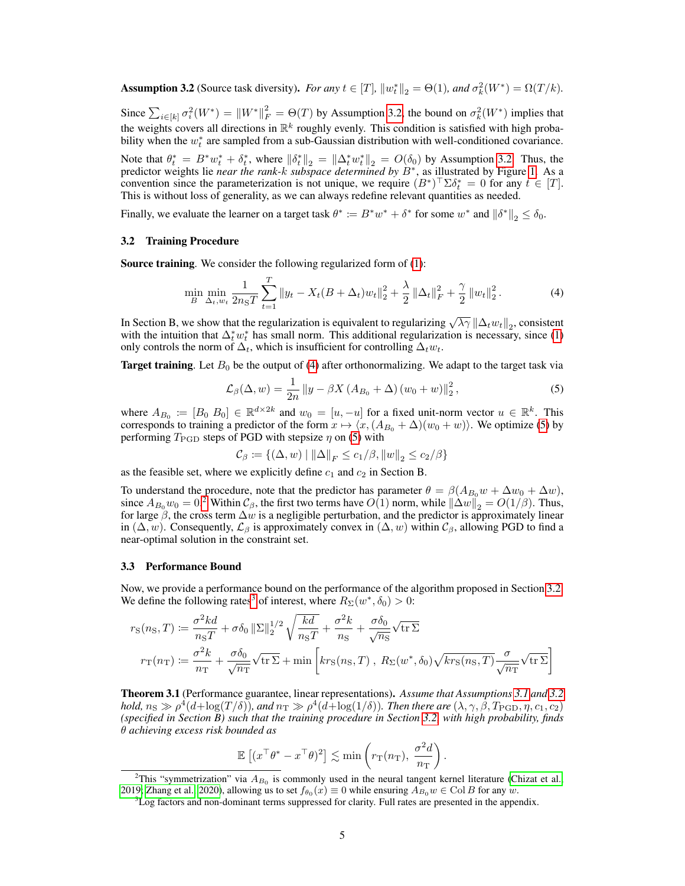**Assumption 3.2** (Source task diversity). *For any $t \in [T]$, $\|w_t^*\|_2 = \Theta(1)$, and $\sigma_k^2(W^*) = \Omega(T/k)$.*

Since $\sum_{i \in [k]} \sigma_i^2(W^*) = \|W^*\|_F^2 = \Theta(T)$ by Assumption 3.2, the bound on $\sigma_k^2(W^*)$ implies that the weights covers all directions in $\mathbb{R}^k$ roughly evenly. This condition is satisfied with high probability when the $w_t^*$ are sampled from a sub-Gaussian distribution with well-conditioned covariance.

Note that $\theta_t^* = B^* w_t^* + \delta_t^*$, where $\|\delta_t^*\|_2 = \|\Delta_t^* w_t^*\|_2 = O(\delta_0)$ by Assumption 3.2. Thus, the predictor weights lie *near the rank-$k$ subspace determined by* $B^*$, as illustrated by Figure 1. As a convention since the parameterization is not unique, we require $(B^*)^\top \Sigma \delta_t^* = 0$ for any $t \in [T]$. This is without loss of generality, as we can always redefine relevant quantities as needed.

Finally, we evaluate the learner on a target task $\theta^* := B^* w^* + \delta^*$ for some $w^*$ and $\|\delta^*\|_2 \le \delta_0$.

### 3.2 Training Procedure

**Source training**. We consider the following regularized form of (1):

$$\min_{B} \min_{\Delta_t, w_t} \frac{1}{2 n_{\mathrm{S}} T} \sum_{t=1}^{T} \|y_t - X_t(B + \Delta_t) w_t\|_2^2 + \frac{\lambda}{2} \|\Delta_t\|_F^2 + \frac{\gamma}{2} \|w_t\|_2^2. \tag{4}$$

In Section B, we show that the regularization is equivalent to regularizing $\sqrt{\lambda\gamma}\,\|\Delta_t w_t\|_2$, consistent with the intuition that $\Delta_t^* w_t^*$ has small norm. This additional regularization is necessary, since (1) only controls the norm of $\Delta_t$, which is insufficient for controlling $\Delta_t w_t$.

**Target training**. Let $B_0$ be the output of (4) after orthonormalizing. We adapt to the target task via

$$\mathcal{L}_\beta(\Delta, w) = \frac{1}{2n} \|y - \beta X (A_{B_0} + \Delta)(w_0 + w)\|_2^2, \tag{5}$$

where $A_{B_0} := [B_0 \; B_0] \in \mathbb{R}^{d \times 2k}$ and $w_0 = [u, -u]$ for a fixed unit-norm vector $u \in \mathbb{R}^k$. This corresponds to training a predictor of the form $x \mapsto \langle x, (A_{B_0} + \Delta)(w_0 + w) \rangle$. We optimize (5) by performing $T_{\mathrm{PGD}}$ steps of PGD with stepsize $\eta$ on (5) with

$$\mathcal{C}_\beta := \{(\Delta, w) \mid \|\Delta\|_F \le c_1/\beta, \|w\|_2 \le c_2/\beta\}$$

as the feasible set, where we explicitly define $c_1$ and $c_2$ in Section B.

To understand the procedure, note that the predictor has parameter $\theta = \beta(A_{B_0} w + \Delta w_0 + \Delta w)$, since $A_{B_0} w_0 = 0$.[2] Within $\mathcal{C}_\beta$, the first two terms have $O(1)$ norm, while $\|\Delta w\|_2 = O(1/\beta)$. Thus, for large $\beta$, the cross term $\Delta w$ is a negligible perturbation, and the predictor is approximately linear in $(\Delta, w)$. Consequently, $\mathcal{L}_\beta$ is approximately convex in $(\Delta, w)$ within $\mathcal{C}_\beta$, allowing PGD to find a near-optimal solution in the constraint set.

### 3.3 Performance Bound

Now, we provide a performance bound on the performance of the algorithm proposed in Section 3.2. We define the following rates[3] of interest, where $R_\Sigma(w^*, \delta_0) > 0$:

$$r_{\mathrm{S}}(n_{\mathrm{S}}, T) := \frac{\sigma^2 k d}{n_{\mathrm{S}} T} + \sigma \delta_0 \|\Sigma\|_2^{1/2} \sqrt{\frac{kd}{n_{\mathrm{S}} T}} + \frac{\sigma^2 k}{n_{\mathrm{S}}} + \frac{\sigma \delta_0}{\sqrt{n_{\mathrm{S}}}} \sqrt{\operatorname{tr} \Sigma}$$

$$r_{\mathrm{T}}(n_{\mathrm{T}}) := \frac{\sigma^2 k}{n_{\mathrm{T}}} + \frac{\sigma \delta_0}{\sqrt{n_{\mathrm{T}}}} \sqrt{\operatorname{tr} \Sigma} + \min\left[ k r_{\mathrm{S}}(n_{\mathrm{S}}, T)\,,\; R_\Sigma(w^*, \delta_0) \sqrt{k r_{\mathrm{S}}(n_{\mathrm{S}}, T)} \frac{\sigma}{\sqrt{n_{\mathrm{T}}}} \sqrt{\operatorname{tr} \Sigma} \right]$$

**Theorem 3.1** (Performance guarantee, linear representations). *Assume that Assumptions 3.1 and 3.2 hold, $n_{\mathrm{S}} \gg \rho^4(d + \log(T/\delta))$, and $n_{\mathrm{T}} \gg \rho^4(d + \log(1/\delta))$. Then there are $(\lambda, \gamma, \beta, T_{\mathrm{PGD}}, \eta, c_1, c_2)$ (specified in Section B) such that the training procedure in Section 3.2, with high probability, finds $\theta$ achieving excess risk bounded as*

$$\mathbb{E}\left[(x^\top \theta^* - x^\top \theta)^2\right] \lesssim \min\left( r_{\mathrm{T}}(n_{\mathrm{T}}),\; \frac{\sigma^2 d}{n_{\mathrm{T}}} \right).$$

[2] This "symmetrization" via $A_{B_0}$ is commonly used in the neural tangent kernel literature (Chizat et al., 2019; Zhang et al., 2020), allowing us to set $f_{\theta_0}(x) \equiv 0$ while ensuring $A_{B_0} w \in \operatorname{Col} B$ for any $w$.

[3] Log factors and non-dominant terms suppressed for clarity. Full rates are presented in the appendix.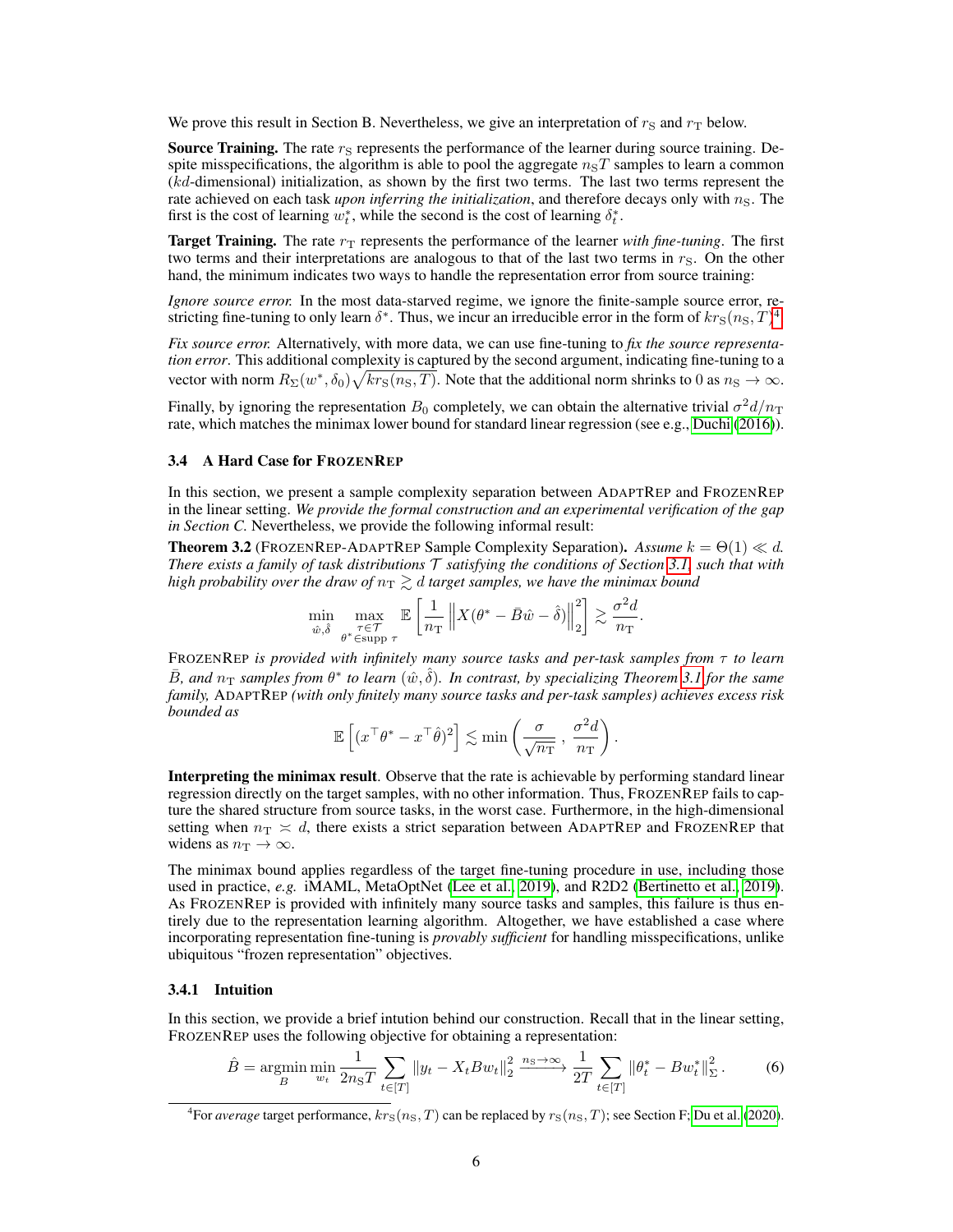We prove this result in Section B. Nevertheless, we give an interpretation of $r_{\mathrm{S}}$ and $r_{\mathrm{T}}$ below.

**Source Training.** The rate $r_{\mathrm{S}}$ represents the performance of the learner during source training. Despite misspecifications, the algorithm is able to pool the aggregate $n_{\mathrm{S}}T$ samples to learn a common ($kd$-dimensional) initialization, as shown by the first two terms. The last two terms represent the rate achieved on each task *upon inferring the initialization*, and therefore decays only with $n_{\mathrm{S}}$. The first is the cost of learning $w_t^*$, while the second is the cost of learning $\delta_t^*$.

**Target Training.** The rate $r_{\mathrm{T}}$ represents the performance of the learner *with fine-tuning*. The first two terms and their interpretations are analogous to that of the last two terms in $r_{\mathrm{S}}$. On the other hand, the minimum indicates two ways to handle the representation error from source training:

*Ignore source error.* In the most data-starved regime, we ignore the finite-sample source error, restricting fine-tuning to only learn $\delta^*$. Thus, we incur an irreducible error in the form of $kr_{\mathrm{S}}(n_{\mathrm{S}}, T)$[4].

*Fix source error.* Alternatively, with more data, we can use fine-tuning to *fix the source representation error*. This additional complexity is captured by the second argument, indicating fine-tuning to a vector with norm $R_\Sigma(w^*, \delta_0)\sqrt{kr_{\mathrm{S}}(n_{\mathrm{S}}, T)}$. Note that the additional norm shrinks to 0 as $n_{\mathrm{S}} \to \infty$.

Finally, by ignoring the representation $B_0$ completely, we can obtain the alternative trivial $\sigma^2 d/n_{\mathrm{T}}$ rate, which matches the minimax lower bound for standard linear regression (see e.g., Duchi (2016)).

### 3.4 A Hard Case for FrozenRep

In this section, we present a sample complexity separation between AdaptRep and FrozenRep in the linear setting. *We provide the formal construction and an experimental verification of the gap in Section C.* Nevertheless, we provide the following informal result:

**Theorem 3.2** (FrozenRep-AdaptRep Sample Complexity Separation)**.** *Assume $k = \Theta(1) \ll d$. There exists a family of task distributions $\mathcal{T}$ satisfying the conditions of Section 3.1, such that with high probability over the draw of $n_{\mathrm{T}} \gtrsim d$ target samples, we have the minimax bound*

$$\min_{\hat{w}, \hat{\delta}} \max_{\substack{\tau \in \mathcal{T} \\ \theta^* \in \operatorname{supp} \tau}} \mathbb{E}\left[\frac{1}{n_{\mathrm{T}}}\left\|X(\theta^* - \bar{B}\hat{w} - \hat{\delta})\right\|_2^2\right] \gtrsim \frac{\sigma^2 d}{n_{\mathrm{T}}}.$$

*FrozenRep is provided with infinitely many source tasks and per-task samples from $\tau$ to learn $\bar{B}$, and $n_{\mathrm{T}}$ samples from $\theta^*$ to learn $(\hat{w}, \hat{\delta})$. In contrast, by specializing Theorem 3.1 for the same family, AdaptRep (with only finitely many source tasks and per-task samples) achieves excess risk bounded as*

$$\mathbb{E}\left[(x^\top \theta^* - x^\top \hat{\theta})^2\right] \lesssim \min\left(\frac{\sigma}{\sqrt{n_{\mathrm{T}}}}, \frac{\sigma^2 d}{n_{\mathrm{T}}}\right).$$

**Interpreting the minimax result**. Observe that the rate is achievable by performing standard linear regression directly on the target samples, with no other information. Thus, FrozenRep fails to capture the shared structure from source tasks, in the worst case. Furthermore, in the high-dimensional setting when $n_{\mathrm{T}} \asymp d$, there exists a strict separation between AdaptRep and FrozenRep that widens as $n_{\mathrm{T}} \to \infty$.

The minimax bound applies regardless of the target fine-tuning procedure in use, including those used in practice, *e.g.* iMAML, MetaOptNet (Lee et al., 2019), and R2D2 (Bertinetto et al., 2019). As FrozenRep is provided with infinitely many source tasks and samples, this failure is thus entirely due to the representation learning algorithm. Altogether, we have established a case where incorporating representation fine-tuning is *provably sufficient* for handling misspecifications, unlike ubiquitous "frozen representation" objectives.

#### 3.4.1 Intuition

In this section, we provide a brief intution behind our construction. Recall that in the linear setting, FrozenRep uses the following objective for obtaining a representation:

$$\hat{B} = \operatorname*{argmin}_{B} \min_{w_t} \frac{1}{2n_{\mathrm{S}}T} \sum_{t \in [T]} \|y_t - X_t B w_t\|_2^2 \xrightarrow{n_{\mathrm{S}} \to \infty} \frac{1}{2T} \sum_{t \in [T]} \|\theta_t^* - B w_t^*\|_\Sigma^2. \tag{6}$$

[4] For *average* target performance, $kr_{\mathrm{S}}(n_{\mathrm{S}}, T)$ can be replaced by $r_{\mathrm{S}}(n_{\mathrm{S}}, T)$; see Section F; Du et al. (2020).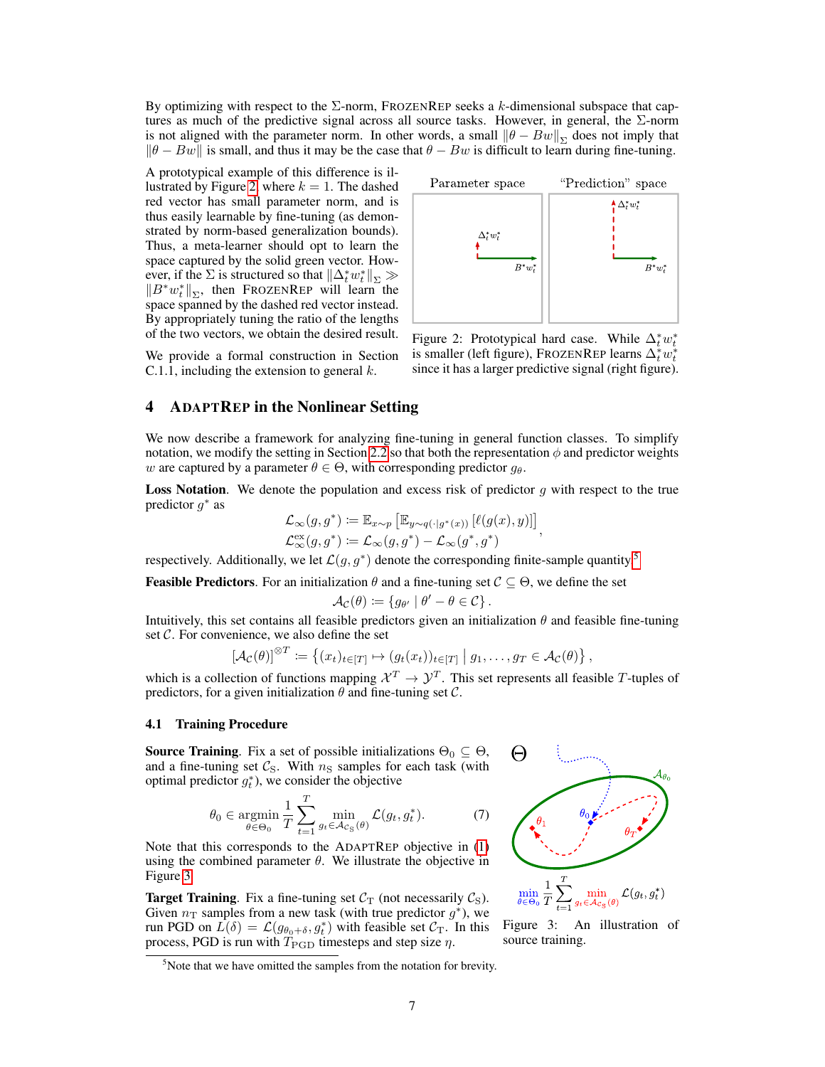By optimizing with respect to the $\Sigma$-norm, FrozenRep seeks a $k$-dimensional subspace that captures as much of the predictive signal across all source tasks. However, in general, the $\Sigma$-norm is not aligned with the parameter norm. In other words, a small $\|\theta - Bw\|_\Sigma$ does not imply that $\|\theta - Bw\|$ is small, and thus it may be the case that $\theta - Bw$ is difficult to learn during fine-tuning.

A prototypical example of this difference is illustrated by Figure 2 where $k = 1$. The dashed red vector has small parameter norm, and is thus easily learnable by fine-tuning (as demonstrated by norm-based generalization bounds). Thus, a meta-learner should opt to learn the space captured by the solid green vector. However, if the $\Sigma$ is structured so that $\|\Delta_t^* w_t^*\|_\Sigma \gg \|B^* w_t^*\|_\Sigma$, then FrozenRep will learn the space spanned by the dashed red vector instead. By appropriately tuning the ratio of the lengths of the two vectors, we obtain the desired result.

We provide a formal construction in Section C.1.1, including the extension to general $k$.

Figure 2: Prototypical hard case. While $\Delta_t^* w_t^*$ is smaller (left figure), FrozenRep learns $\Delta_t^* w_t^*$ since it has a larger predictive signal (right figure).

## 4 AdaptRep in the Nonlinear Setting

We now describe a framework for analyzing fine-tuning in general function classes. To simplify notation, we modify the setting in Section 2.2 so that both the representation $\phi$ and predictor weights $w$ are captured by a parameter $\theta \in \Theta$, with corresponding predictor $g_\theta$.

**Loss Notation**. We denote the population and excess risk of predictor $g$ with respect to the true predictor $g^*$ as

$$\begin{aligned} \mathcal{L}_\infty(g, g^*) &:= \mathbb{E}_{x \sim p}\left[\mathbb{E}_{y \sim q(\cdot \mid g^*(x))}\left[\ell(g(x), y)\right]\right] \\ \mathcal{L}_\infty^{\text{ex}}(g, g^*) &:= \mathcal{L}_\infty(g, g^*) - \mathcal{L}_\infty(g^*, g^*) \end{aligned},$$

respectively. Additionally, we let $\mathcal{L}(g, g^*)$ denote the corresponding finite-sample quantity.[5]

**Feasible Predictors**. For an initialization $\theta$ and a fine-tuning set $\mathcal{C} \subseteq \Theta$, we define the set

$$\mathcal{A}_\mathcal{C}(\theta) := \{g_{\theta'} \mid \theta' - \theta \in \mathcal{C}\}.$$

Intuitively, this set contains all feasible predictors given an initialization $\theta$ and feasible fine-tuning set $\mathcal{C}$. For convenience, we also define the set

$$[\mathcal{A}_\mathcal{C}(\theta)]^{\otimes T} := \left\{(x_t)_{t \in [T]} \mapsto (g_t(x_t))_{t \in [T]} \;\middle|\; g_1, \ldots, g_T \in \mathcal{A}_\mathcal{C}(\theta)\right\},$$

which is a collection of functions mapping $\mathcal{X}^T \to \mathcal{Y}^T$. This set represents all feasible $T$-tuples of predictors, for a given initialization $\theta$ and fine-tuning set $\mathcal{C}$.

### 4.1 Training Procedure

**Source Training**. Fix a set of possible initializations $\Theta_0 \subseteq \Theta$, and a fine-tuning set $\mathcal{C}_\mathrm{S}$. With $n_\mathrm{S}$ samples for each task (with optimal predictor $g_t^*$), we consider the objective

$$\theta_0 \in \operatorname*{argmin}_{\theta \in \Theta_0} \frac{1}{T} \sum_{t=1}^{T} \min_{g_t \in \mathcal{A}_{\mathcal{C}_\mathrm{S}}(\theta)} \mathcal{L}(g_t, g_t^*). \tag{7}$$

Note that this corresponds to the AdaptRep objective in (1) using the combined parameter $\theta$. We illustrate the objective in Figure 3.

$$\min_{\theta \in \Theta_0} \frac{1}{T} \sum_{t=1}^{T} \min_{g_t \in \mathcal{A}_{\mathcal{C}_\mathrm{S}}(\theta)} \mathcal{L}(g_t, g_t^*)$$

Figure 3: An illustration of source training.

**Target Training**. Fix a fine-tuning set $\mathcal{C}_\mathrm{T}$ (not necessarily $\mathcal{C}_\mathrm{S}$). Given $n_\mathrm{T}$ samples from a new task (with true predictor $g^*$), we run PGD on $L(\delta) = \mathcal{L}(g_{\theta_0 + \delta}, g_t^*)$ with feasible set $\mathcal{C}_\mathrm{T}$. In this process, PGD is run with $T_\mathrm{PGD}$ timesteps and step size $\eta$.

[5] Note that we have omitted the samples from the notation for brevity.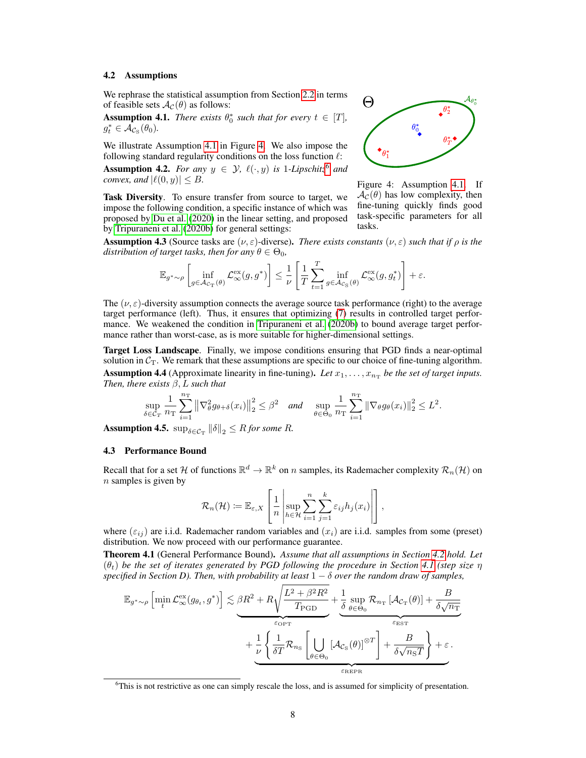### 4.2 Assumptions

We rephrase the statistical assumption from Section 2.2 in terms of feasible sets $\mathcal{A}_{\mathcal{C}}(\theta)$ as follows:

**Assumption 4.1.** *There exists $\theta_0^*$ such that for every $t \in [T]$, $g_t^* \in \mathcal{A}_{\mathcal{C}_{\mathrm{S}}}(\theta_0)$.*

We illustrate Assumption 4.1 in Figure 4. We also impose the following standard regularity conditions on the loss function $\ell$:

**Assumption 4.2.** *For any $y \in \mathcal{Y}$, $\ell(\cdot, y)$ is 1-Lipschitz[6] and convex, and $|\ell(0,y)| \le B$.*

Figure 4: Assumption 4.1. If $\mathcal{A}_{\mathcal{C}}(\theta)$ has low complexity, then fine-tuning quickly finds good task-specific parameters for all tasks.

**Task Diversity**. To ensure transfer from source to target, we impose the following condition, a specific instance of which was proposed by Du et al. (2020) in the linear setting, and proposed by Tripuraneni et al. (2020b) for general settings:

**Assumption 4.3** (Source tasks are $(\nu, \varepsilon)$-diverse)**.** *There exists constants $(\nu, \varepsilon)$ such that if $\rho$ is the distribution of target tasks, then for any $\theta \in \Theta_0$,*

$$\mathbb{E}_{g^* \sim \rho}\left[\inf_{g \in \mathcal{A}_{\mathcal{C}_{\mathrm{T}}}(\theta)} \mathcal{L}_\infty^{\mathrm{ex}}(g, g^*)\right] \le \frac{1}{\nu}\left[\frac{1}{T}\sum_{t=1}^{T} \inf_{g \in \mathcal{A}_{\mathcal{C}_{\mathrm{S}}}(\theta)} \mathcal{L}_\infty^{\mathrm{ex}}(g, g_t^*)\right] + \varepsilon.$$

The $(\nu, \varepsilon)$-diversity assumption connects the average source task performance (right) to the average target performance (left). Thus, it ensures that optimizing (7) results in controlled target performance. We weakened the condition in Tripuraneni et al. (2020b) to bound average target performance rather than worst-case, as is more suitable for higher-dimensional settings.

**Target Loss Landscape**. Finally, we impose conditions ensuring that PGD finds a near-optimal solution in $\mathcal{C}_{\mathrm{T}}$. We remark that these assumptions are specific to our choice of fine-tuning algorithm.

**Assumption 4.4** (Approximate linearity in fine-tuning)**.** *Let $x_1, \dots, x_{n_{\mathrm{T}}}$ be the set of target inputs. Then, there exists $\beta, L$ such that*

$$\sup_{\delta \in \mathcal{C}_T} \frac{1}{n_{\mathrm{T}}} \sum_{i=1}^{n_{\mathrm{T}}} \left\|\nabla_\theta^2 g_{\theta+\delta}(x_i)\right\|_2^2 \le \beta^2 \quad \text{and} \quad \sup_{\theta \in \Theta_0} \frac{1}{n_{\mathrm{T}}} \sum_{i=1}^{n_{\mathrm{T}}} \|\nabla_\theta g_\theta(x_i)\|_2^2 \le L^2.$$

**Assumption 4.5.** $\sup_{\delta \in \mathcal{C}_{\mathrm{T}}} \|\delta\|_2 \le R$ *for some $R$.*

### 4.3 Performance Bound

Recall that for a set $\mathcal{H}$ of functions $\mathbb{R}^d \to \mathbb{R}^k$ on $n$ samples, its Rademacher complexity $\mathcal{R}_n(\mathcal{H})$ on $n$ samples is given by

$$\mathcal{R}_n(\mathcal{H}) \coloneqq \mathbb{E}_{\varepsilon, X}\left[\frac{1}{n}\left|\sup_{h \in \mathcal{H}} \sum_{i=1}^{n} \sum_{j=1}^{k} \varepsilon_{ij} h_j(x_i)\right|\right],$$

where $(\varepsilon_{ij})$ are i.i.d. Rademacher random variables and $(x_i)$ are i.i.d. samples from some (preset) distribution. We now proceed with our performance guarantee.

**Theorem 4.1** (General Performance Bound)**.** *Assume that all assumptions in Section 4.2 hold. Let $(\theta_t)$ be the set of iterates generated by PGD following the procedure in Section 4.1 (step size $\eta$ specified in Section D). Then, with probability at least $1-\delta$ over the random draw of samples,*

$$\mathbb{E}_{g^* \sim \rho}\left[\min_t \mathcal{L}_\infty^{\mathrm{ex}}(g_{\theta_t}, g^*)\right] \lesssim \underbrace{\beta R^2 + R\sqrt{\frac{L^2 + \beta^2 R^2}{T_{\mathrm{PGD}}}}}_{\varepsilon_{\mathrm{OPT}}} + \underbrace{\frac{1}{\delta}\sup_{\theta \in \Theta_0} \mathcal{R}_{n_{\mathrm{T}}}\left[\mathcal{A}_{\mathcal{C}_{\mathrm{T}}}(\theta)\right] + \frac{B}{\delta\sqrt{n_{\mathrm{T}}}}}_{\varepsilon_{\mathrm{EST}}}$$
$$+ \underbrace{\frac{1}{\nu}\left\{\frac{1}{\delta T}\mathcal{R}_{n_{\mathrm{S}}}\left[\bigcup_{\theta \in \Theta_0} [\mathcal{A}_{\mathcal{C}_{\mathrm{S}}}(\theta)]^{\otimes T}\right] + \frac{B}{\delta\sqrt{n_{\mathrm{S}} T}}\right\} + \varepsilon}_{\varepsilon_{\mathrm{REPR}}}.$$

[6] This is not restrictive as one can simply rescale the loss, and is assumed for simplicity of presentation.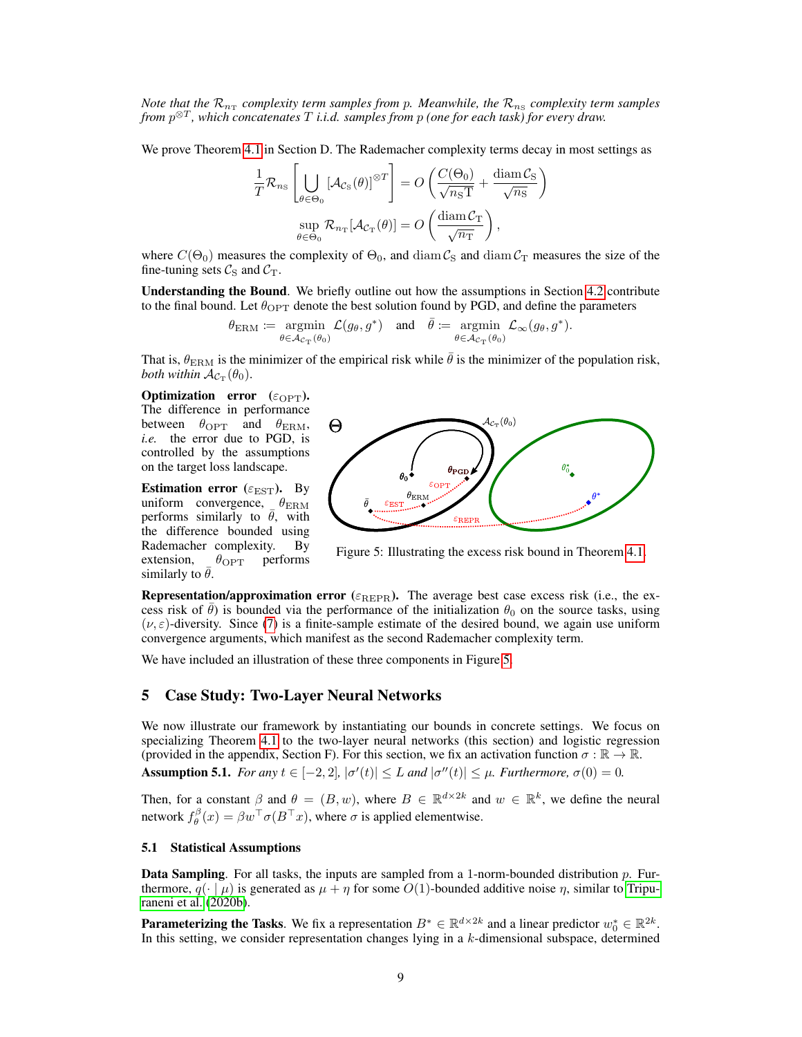*Note that the $\mathcal{R}_{n_\mathrm{T}}$ complexity term samples from $p$. Meanwhile, the $\mathcal{R}_{n_\mathrm{S}}$ complexity term samples from $p^{\otimes T}$, which concatenates $T$ i.i.d. samples from $p$ (one for each task) for every draw.*

We prove Theorem 4.1 in Section D. The Rademacher complexity terms decay in most settings as

$$\frac{1}{T}\mathcal{R}_{n_\mathrm{S}}\left[\bigcup_{\theta\in\Theta_0}[\mathcal{A}_{\mathcal{C}_\mathrm{S}}(\theta)]^{\otimes T}\right] = O\left(\frac{C(\Theta_0)}{\sqrt{n_\mathrm{S}\mathrm{T}}} + \frac{\operatorname{diam}\mathcal{C}_\mathrm{S}}{\sqrt{n_\mathrm{S}}}\right)$$

$$\sup_{\theta\in\Theta_0}\mathcal{R}_{n_\mathrm{T}}[\mathcal{A}_{\mathcal{C}_\mathrm{T}}(\theta)] = O\left(\frac{\operatorname{diam}\mathcal{C}_\mathrm{T}}{\sqrt{n_\mathrm{T}}}\right),$$

where $C(\Theta_0)$ measures the complexity of $\Theta_0$, and $\operatorname{diam}\mathcal{C}_\mathrm{S}$ and $\operatorname{diam}\mathcal{C}_\mathrm{T}$ measures the size of the fine-tuning sets $\mathcal{C}_\mathrm{S}$ and $\mathcal{C}_\mathrm{T}$.

**Understanding the Bound**. We briefly outline out how the assumptions in Section 4.2 contribute to the final bound. Let $\theta_\mathrm{OPT}$ denote the best solution found by PGD, and define the parameters

$$\theta_\mathrm{ERM} := \operatorname*{argmin}_{\theta\in\mathcal{A}_{\mathcal{C}_\mathrm{T}}(\theta_0)} \mathcal{L}(g_\theta, g^*) \quad \text{and} \quad \bar{\theta} := \operatorname*{argmin}_{\theta\in\mathcal{A}_{\mathcal{C}_\mathrm{T}}(\theta_0)} \mathcal{L}_\infty(g_\theta, g^*).$$

That is, $\theta_\mathrm{ERM}$ is the minimizer of the empirical risk while $\bar{\theta}$ is the minimizer of the population risk, *both within* $\mathcal{A}_{\mathcal{C}_\mathrm{T}}(\theta_0)$.

**Optimization error** ($\varepsilon_\mathrm{OPT}$). The difference in performance between $\theta_\mathrm{OPT}$ and $\theta_\mathrm{ERM}$, *i.e.* the error due to PGD, is controlled by the assumptions on the target loss landscape.

**Estimation error** ($\varepsilon_\mathrm{EST}$). By uniform convergence, $\theta_\mathrm{ERM}$ performs similarly to $\bar{\theta}$, with the difference bounded using Rademacher complexity. By extension, $\theta_\mathrm{OPT}$ performs similarly to $\bar{\theta}$.

Figure 5: Illustrating the excess risk bound in Theorem 4.1.

**Representation/approximation error** ($\varepsilon_\mathrm{REPR}$). The average best case excess risk (i.e., the excess risk of $\bar{\theta}$) is bounded via the performance of the initialization $\theta_0$ on the source tasks, using $(\nu, \varepsilon)$-diversity. Since (7) is a finite-sample estimate of the desired bound, we again use uniform convergence arguments, which manifest as the second Rademacher complexity term.

We have included an illustration of these three components in Figure 5.

## 5 Case Study: Two-Layer Neural Networks

We now illustrate our framework by instantiating our bounds in concrete settings. We focus on specializing Theorem 4.1 to the two-layer neural networks (this section) and logistic regression (provided in the appendix, Section F). For this section, we fix an activation function $\sigma : \mathbb{R} \to \mathbb{R}$.

**Assumption 5.1.** *For any $t \in [-2, 2]$, $|\sigma'(t)| \le L$ and $|\sigma''(t)| \le \mu$. Furthermore, $\sigma(0) = 0$.*

Then, for a constant $\beta$ and $\theta = (B, w)$, where $B \in \mathbb{R}^{d\times 2k}$ and $w \in \mathbb{R}^k$, we define the neural network $f_\theta^\beta(x) = \beta w^\top \sigma(B^\top x)$, where $\sigma$ is applied elementwise.

### 5.1 Statistical Assumptions

**Data Sampling**. For all tasks, the inputs are sampled from a 1-norm-bounded distribution $p$. Furthermore, $q(\cdot \mid \mu)$ is generated as $\mu + \eta$ for some $O(1)$-bounded additive noise $\eta$, similar to Tripuraneni et al. (2020b).

**Parameterizing the Tasks**. We fix a representation $B^* \in \mathbb{R}^{d\times 2k}$ and a linear predictor $w_0^* \in \mathbb{R}^{2k}$. In this setting, we consider representation changes lying in a $k$-dimensional subspace, determined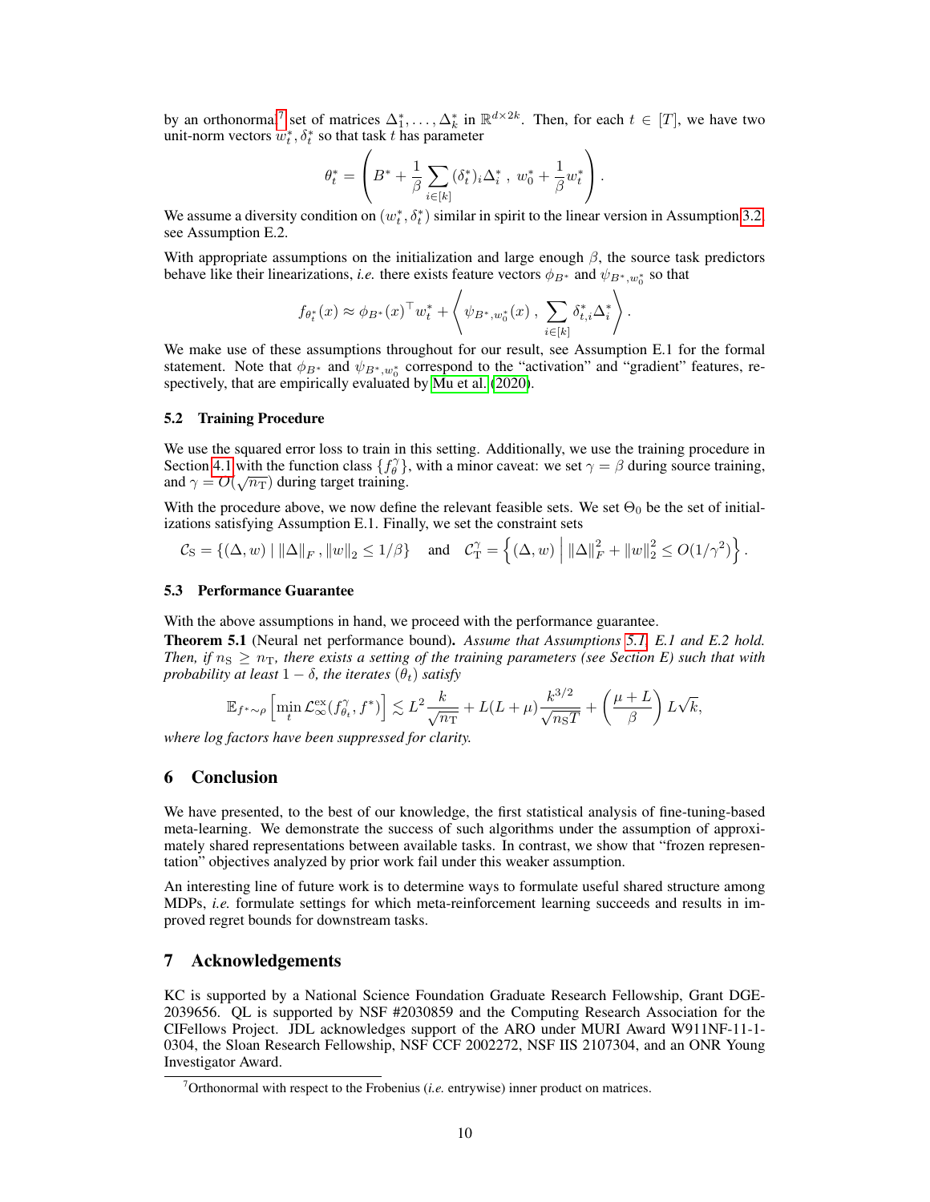by an orthonormal[7] set of matrices $\Delta_1^*, \ldots, \Delta_k^*$ in $\mathbb{R}^{d \times 2k}$. Then, for each $t \in [T]$, we have two unit-norm vectors $w_t^*, \delta_t^*$ so that task $t$ has parameter

$$\theta_t^* = \left( B^* + \frac{1}{\beta} \sum_{i \in [k]} (\delta_t^*)_i \Delta_i^* \ , \ w_0^* + \frac{1}{\beta} w_t^* \right).$$

We assume a diversity condition on $(w_t^*, \delta_t^*)$ similar in spirit to the linear version in Assumption 3.2, see Assumption E.2.

With appropriate assumptions on the initialization and large enough $\beta$, the source task predictors behave like their linearizations, *i.e.* there exists feature vectors $\phi_{B^*}$ and $\psi_{B^*, w_0^*}$ so that

$$f_{\theta_t^*}(x) \approx \phi_{B^*}(x)^\top w_t^* + \left\langle \psi_{B^*, w_0^*}(x) \ , \ \sum_{i \in [k]} \delta_{t,i}^* \Delta_i^* \right\rangle.$$

We make use of these assumptions throughout for our result, see Assumption E.1 for the formal statement. Note that $\phi_{B^*}$ and $\psi_{B^*, w_0^*}$ correspond to the "activation" and "gradient" features, respectively, that are empirically evaluated by Mu et al. (2020).

### 5.2 Training Procedure

We use the squared error loss to train in this setting. Additionally, we use the training procedure in Section 4.1 with the function class $\{f_\theta^\gamma\}$, with a minor caveat: we set $\gamma = \beta$ during source training, and $\gamma = O(\sqrt{n_{\mathrm{T}}})$ during target training.

With the procedure above, we now define the relevant feasible sets. We set $\Theta_0$ be the set of initializations satisfying Assumption E.1. Finally, we set the constraint sets

$$\mathcal{C}_{\mathrm{S}} = \{(\Delta, w) \mid \|\Delta\|_F , \|w\|_2 \leq 1/\beta\} \quad \text{and} \quad \mathcal{C}_{\mathrm{T}}^\gamma = \left\{(\Delta, w) \ \middle| \ \|\Delta\|_F^2 + \|w\|_2^2 \leq O(1/\gamma^2)\right\}.$$

### 5.3 Performance Guarantee

With the above assumptions in hand, we proceed with the performance guarantee.

**Theorem 5.1** (Neural net performance bound)**.** *Assume that Assumptions 5.1, E.1 and E.2 hold. Then, if $n_{\mathrm{S}} \geq n_{\mathrm{T}}$, there exists a setting of the training parameters (see Section E) such that with probability at least $1 - \delta$, the iterates $(\theta_t)$ satisfy*

$$\mathbb{E}_{f^* \sim \rho}\left[\min_t \mathcal{L}_\infty^{\mathrm{ex}}(f_{\theta_t}^\gamma, f^*)\right] \lesssim L^2 \frac{k}{\sqrt{n_{\mathrm{T}}}} + L(L + \mu)\frac{k^{3/2}}{\sqrt{n_{\mathrm{S}} T}} + \left(\frac{\mu + L}{\beta}\right) L\sqrt{k},$$

*where log factors have been suppressed for clarity.*

## 6 Conclusion

We have presented, to the best of our knowledge, the first statistical analysis of fine-tuning-based meta-learning. We demonstrate the success of such algorithms under the assumption of approximately shared representations between available tasks. In contrast, we show that "frozen representation" objectives analyzed by prior work fail under this weaker assumption.

An interesting line of future work is to determine ways to formulate useful shared structure among MDPs, *i.e.* formulate settings for which meta-reinforcement learning succeeds and results in improved regret bounds for downstream tasks.

## 7 Acknowledgements

KC is supported by a National Science Foundation Graduate Research Fellowship, Grant DGE-2039656. QL is supported by NSF #2030859 and the Computing Research Association for the CIFellows Project. JDL acknowledges support of the ARO under MURI Award W911NF-11-1-0304, the Sloan Research Fellowship, NSF CCF 2002272, NSF IIS 2107304, and an ONR Young Investigator Award.

[7] Orthonormal with respect to the Frobenius (*i.e.* entrywise) inner product on matrices.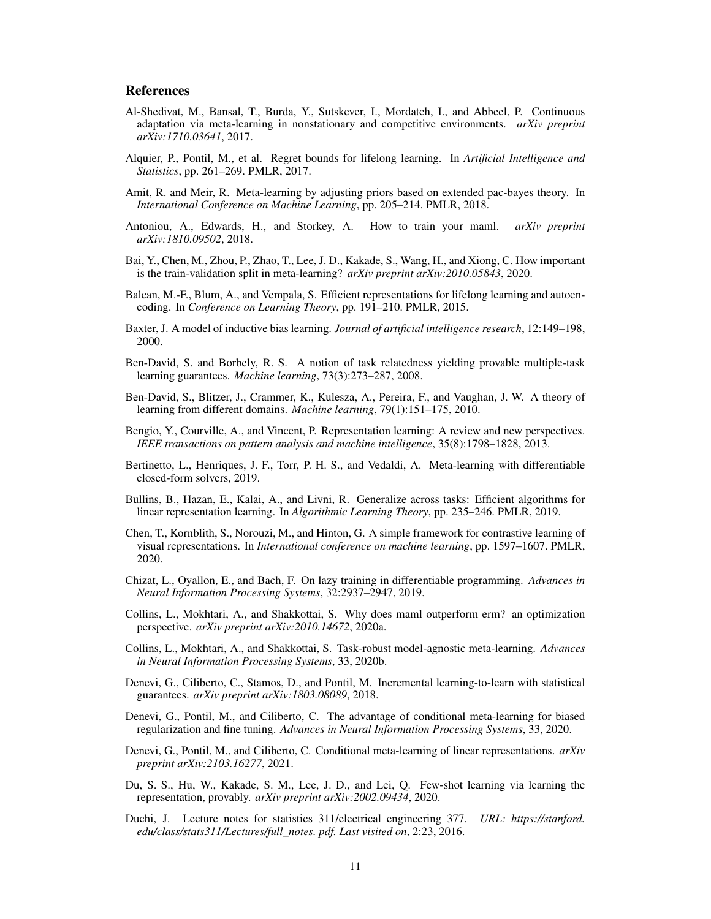## References

Al-Shedivat, M., Bansal, T., Burda, Y., Sutskever, I., Mordatch, I., and Abbeel, P. Continuous adaptation via meta-learning in nonstationary and competitive environments. *arXiv preprint arXiv:1710.03641*, 2017.

Alquier, P., Pontil, M., et al. Regret bounds for lifelong learning. In *Artificial Intelligence and Statistics*, pp. 261–269. PMLR, 2017.

Amit, R. and Meir, R. Meta-learning by adjusting priors based on extended pac-bayes theory. In *International Conference on Machine Learning*, pp. 205–214. PMLR, 2018.

Antoniou, A., Edwards, H., and Storkey, A. How to train your maml. *arXiv preprint arXiv:1810.09502*, 2018.

Bai, Y., Chen, M., Zhou, P., Zhao, T., Lee, J. D., Kakade, S., Wang, H., and Xiong, C. How important is the train-validation split in meta-learning? *arXiv preprint arXiv:2010.05843*, 2020.

Balcan, M.-F., Blum, A., and Vempala, S. Efficient representations for lifelong learning and autoencoding. In *Conference on Learning Theory*, pp. 191–210. PMLR, 2015.

Baxter, J. A model of inductive bias learning. *Journal of artificial intelligence research*, 12:149–198, 2000.

Ben-David, S. and Borbely, R. S. A notion of task relatedness yielding provable multiple-task learning guarantees. *Machine learning*, 73(3):273–287, 2008.

Ben-David, S., Blitzer, J., Crammer, K., Kulesza, A., Pereira, F., and Vaughan, J. W. A theory of learning from different domains. *Machine learning*, 79(1):151–175, 2010.

Bengio, Y., Courville, A., and Vincent, P. Representation learning: A review and new perspectives. *IEEE transactions on pattern analysis and machine intelligence*, 35(8):1798–1828, 2013.

Bertinetto, L., Henriques, J. F., Torr, P. H. S., and Vedaldi, A. Meta-learning with differentiable closed-form solvers, 2019.

Bullins, B., Hazan, E., Kalai, A., and Livni, R. Generalize across tasks: Efficient algorithms for linear representation learning. In *Algorithmic Learning Theory*, pp. 235–246. PMLR, 2019.

Chen, T., Kornblith, S., Norouzi, M., and Hinton, G. A simple framework for contrastive learning of visual representations. In *International conference on machine learning*, pp. 1597–1607. PMLR, 2020.

Chizat, L., Oyallon, E., and Bach, F. On lazy training in differentiable programming. *Advances in Neural Information Processing Systems*, 32:2937–2947, 2019.

Collins, L., Mokhtari, A., and Shakkottai, S. Why does maml outperform erm? an optimization perspective. *arXiv preprint arXiv:2010.14672*, 2020a.

Collins, L., Mokhtari, A., and Shakkottai, S. Task-robust model-agnostic meta-learning. *Advances in Neural Information Processing Systems*, 33, 2020b.

Denevi, G., Ciliberto, C., Stamos, D., and Pontil, M. Incremental learning-to-learn with statistical guarantees. *arXiv preprint arXiv:1803.08089*, 2018.

Denevi, G., Pontil, M., and Ciliberto, C. The advantage of conditional meta-learning for biased regularization and fine tuning. *Advances in Neural Information Processing Systems*, 33, 2020.

Denevi, G., Pontil, M., and Ciliberto, C. Conditional meta-learning of linear representations. *arXiv preprint arXiv:2103.16277*, 2021.

Du, S. S., Hu, W., Kakade, S. M., Lee, J. D., and Lei, Q. Few-shot learning via learning the representation, provably. *arXiv preprint arXiv:2002.09434*, 2020.

Duchi, J. Lecture notes for statistics 311/electrical engineering 377. *URL: https://stanford.edu/class/stats311/Lectures/full_notes.pdf. Last visited on*, 2:23, 2016.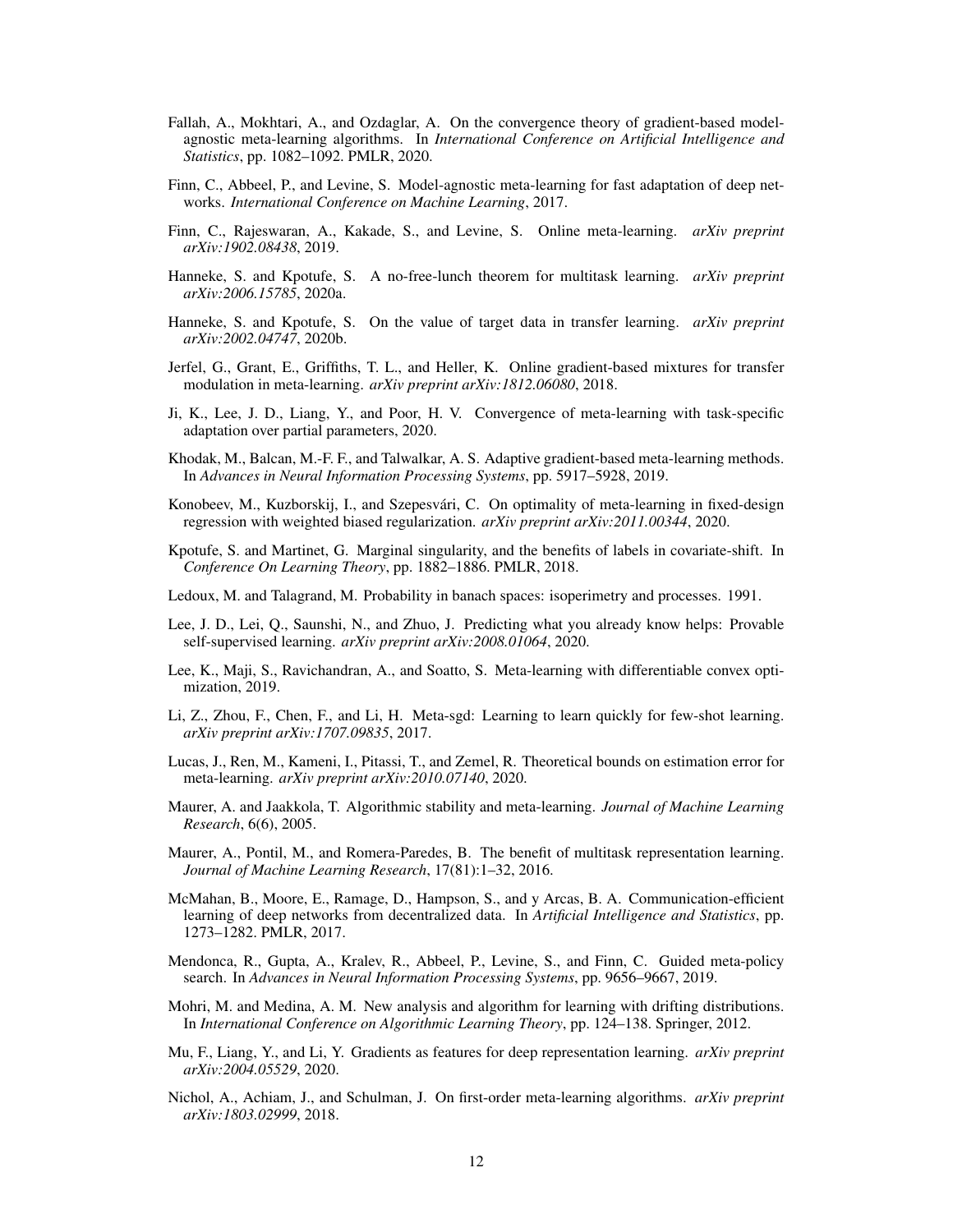Fallah, A., Mokhtari, A., and Ozdaglar, A. On the convergence theory of gradient-based model-agnostic meta-learning algorithms. In *International Conference on Artificial Intelligence and Statistics*, pp. 1082–1092. PMLR, 2020.

Finn, C., Abbeel, P., and Levine, S. Model-agnostic meta-learning for fast adaptation of deep networks. *International Conference on Machine Learning*, 2017.

Finn, C., Rajeswaran, A., Kakade, S., and Levine, S. Online meta-learning. *arXiv preprint arXiv:1902.08438*, 2019.

Hanneke, S. and Kpotufe, S. A no-free-lunch theorem for multitask learning. *arXiv preprint arXiv:2006.15785*, 2020a.

Hanneke, S. and Kpotufe, S. On the value of target data in transfer learning. *arXiv preprint arXiv:2002.04747*, 2020b.

Jerfel, G., Grant, E., Griffiths, T. L., and Heller, K. Online gradient-based mixtures for transfer modulation in meta-learning. *arXiv preprint arXiv:1812.06080*, 2018.

Ji, K., Lee, J. D., Liang, Y., and Poor, H. V. Convergence of meta-learning with task-specific adaptation over partial parameters, 2020.

Khodak, M., Balcan, M.-F. F., and Talwalkar, A. S. Adaptive gradient-based meta-learning methods. In *Advances in Neural Information Processing Systems*, pp. 5917–5928, 2019.

Konobeev, M., Kuzborskij, I., and Szepesvári, C. On optimality of meta-learning in fixed-design regression with weighted biased regularization. *arXiv preprint arXiv:2011.00344*, 2020.

Kpotufe, S. and Martinet, G. Marginal singularity, and the benefits of labels in covariate-shift. In *Conference On Learning Theory*, pp. 1882–1886. PMLR, 2018.

Ledoux, M. and Talagrand, M. Probability in banach spaces: isoperimetry and processes. 1991.

Lee, J. D., Lei, Q., Saunshi, N., and Zhuo, J. Predicting what you already know helps: Provable self-supervised learning. *arXiv preprint arXiv:2008.01064*, 2020.

Lee, K., Maji, S., Ravichandran, A., and Soatto, S. Meta-learning with differentiable convex optimization, 2019.

Li, Z., Zhou, F., Chen, F., and Li, H. Meta-sgd: Learning to learn quickly for few-shot learning. *arXiv preprint arXiv:1707.09835*, 2017.

Lucas, J., Ren, M., Kameni, I., Pitassi, T., and Zemel, R. Theoretical bounds on estimation error for meta-learning. *arXiv preprint arXiv:2010.07140*, 2020.

Maurer, A. and Jaakkola, T. Algorithmic stability and meta-learning. *Journal of Machine Learning Research*, 6(6), 2005.

Maurer, A., Pontil, M., and Romera-Paredes, B. The benefit of multitask representation learning. *Journal of Machine Learning Research*, 17(81):1–32, 2016.

McMahan, B., Moore, E., Ramage, D., Hampson, S., and y Arcas, B. A. Communication-efficient learning of deep networks from decentralized data. In *Artificial Intelligence and Statistics*, pp. 1273–1282. PMLR, 2017.

Mendonca, R., Gupta, A., Kralev, R., Abbeel, P., Levine, S., and Finn, C. Guided meta-policy search. In *Advances in Neural Information Processing Systems*, pp. 9656–9667, 2019.

Mohri, M. and Medina, A. M. New analysis and algorithm for learning with drifting distributions. In *International Conference on Algorithmic Learning Theory*, pp. 124–138. Springer, 2012.

Mu, F., Liang, Y., and Li, Y. Gradients as features for deep representation learning. *arXiv preprint arXiv:2004.05529*, 2020.

Nichol, A., Achiam, J., and Schulman, J. On first-order meta-learning algorithms. *arXiv preprint arXiv:1803.02999*, 2018.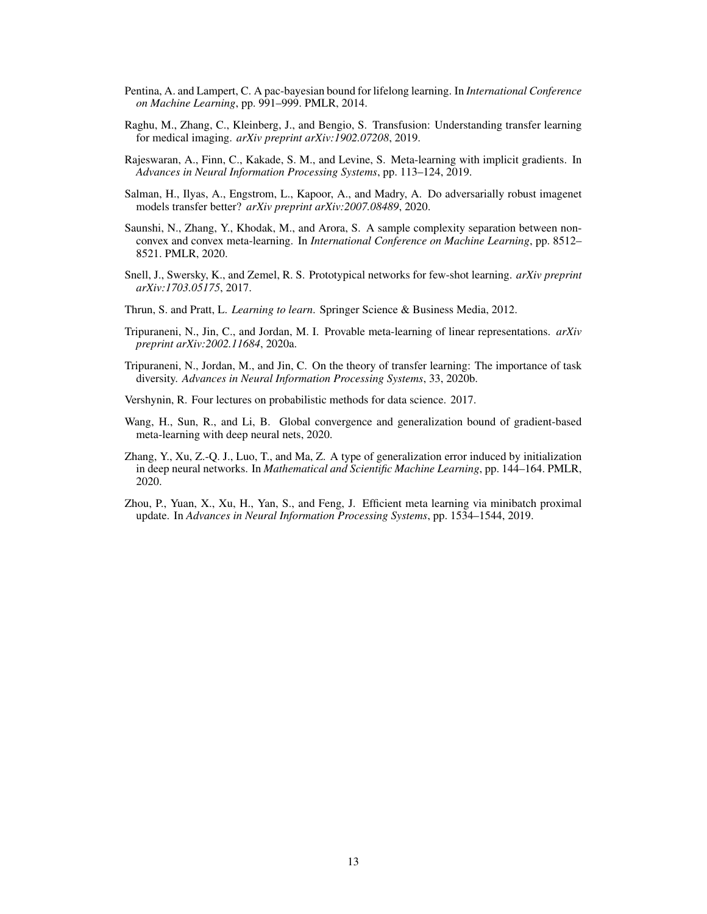Pentina, A. and Lampert, C. A pac-bayesian bound for lifelong learning. In *International Conference on Machine Learning*, pp. 991–999. PMLR, 2014.

Raghu, M., Zhang, C., Kleinberg, J., and Bengio, S. Transfusion: Understanding transfer learning for medical imaging. *arXiv preprint arXiv:1902.07208*, 2019.

Rajeswaran, A., Finn, C., Kakade, S. M., and Levine, S. Meta-learning with implicit gradients. In *Advances in Neural Information Processing Systems*, pp. 113–124, 2019.

Salman, H., Ilyas, A., Engstrom, L., Kapoor, A., and Madry, A. Do adversarially robust imagenet models transfer better? *arXiv preprint arXiv:2007.08489*, 2020.

Saunshi, N., Zhang, Y., Khodak, M., and Arora, S. A sample complexity separation between non-convex and convex meta-learning. In *International Conference on Machine Learning*, pp. 8512–8521. PMLR, 2020.

Snell, J., Swersky, K., and Zemel, R. S. Prototypical networks for few-shot learning. *arXiv preprint arXiv:1703.05175*, 2017.

Thrun, S. and Pratt, L. *Learning to learn*. Springer Science & Business Media, 2012.

Tripuraneni, N., Jin, C., and Jordan, M. I. Provable meta-learning of linear representations. *arXiv preprint arXiv:2002.11684*, 2020a.

Tripuraneni, N., Jordan, M., and Jin, C. On the theory of transfer learning: The importance of task diversity. *Advances in Neural Information Processing Systems*, 33, 2020b.

Vershynin, R. Four lectures on probabilistic methods for data science. 2017.

Wang, H., Sun, R., and Li, B. Global convergence and generalization bound of gradient-based meta-learning with deep neural nets, 2020.

Zhang, Y., Xu, Z.-Q. J., Luo, T., and Ma, Z. A type of generalization error induced by initialization in deep neural networks. In *Mathematical and Scientific Machine Learning*, pp. 144–164. PMLR, 2020.

Zhou, P., Yuan, X., Xu, H., Yan, S., and Feng, J. Efficient meta learning via minibatch proximal update. In *Advances in Neural Information Processing Systems*, pp. 1534–1544, 2019.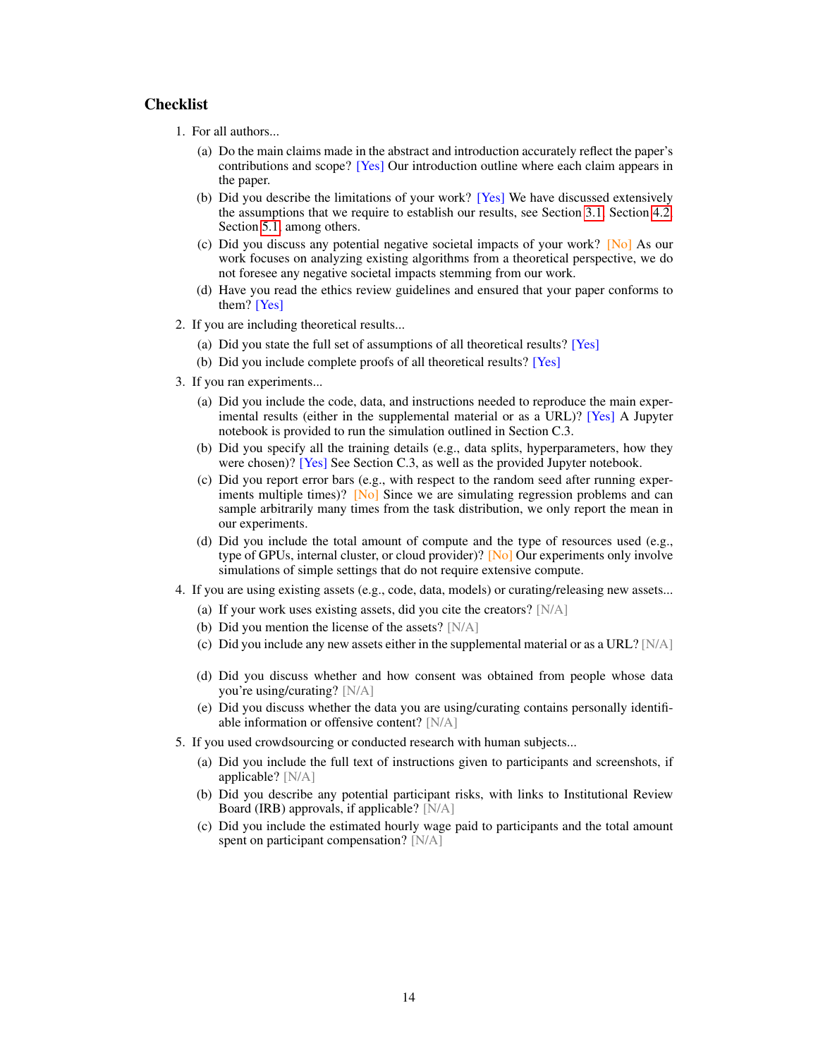## Checklist

1. For all authors...
   (a) Do the main claims made in the abstract and introduction accurately reflect the paper's contributions and scope? [Yes] Our introduction outline where each claim appears in the paper.
   (b) Did you describe the limitations of your work? [Yes] We have discussed extensively the assumptions that we require to establish our results, see Section 3.1, Section 4.2, Section 5.1, among others.
   (c) Did you discuss any potential negative societal impacts of your work? [No] As our work focuses on analyzing existing algorithms from a theoretical perspective, we do not foresee any negative societal impacts stemming from our work.
   (d) Have you read the ethics review guidelines and ensured that your paper conforms to them? [Yes]
2. If you are including theoretical results...
   (a) Did you state the full set of assumptions of all theoretical results? [Yes]
   (b) Did you include complete proofs of all theoretical results? [Yes]
3. If you ran experiments...
   (a) Did you include the code, data, and instructions needed to reproduce the main experimental results (either in the supplemental material or as a URL)? [Yes] A Jupyter notebook is provided to run the simulation outlined in Section C.3.
   (b) Did you specify all the training details (e.g., data splits, hyperparameters, how they were chosen)? [Yes] See Section C.3, as well as the provided Jupyter notebook.
   (c) Did you report error bars (e.g., with respect to the random seed after running experiments multiple times)? [No] Since we are simulating regression problems and can sample arbitrarily many times from the task distribution, we only report the mean in our experiments.
   (d) Did you include the total amount of compute and the type of resources used (e.g., type of GPUs, internal cluster, or cloud provider)? [No] Our experiments only involve simulations of simple settings that do not require extensive compute.
4. If you are using existing assets (e.g., code, data, models) or curating/releasing new assets...
   (a) If your work uses existing assets, did you cite the creators? [N/A]
   (b) Did you mention the license of the assets? [N/A]
   (c) Did you include any new assets either in the supplemental material or as a URL? [N/A]
   (d) Did you discuss whether and how consent was obtained from people whose data you're using/curating? [N/A]
   (e) Did you discuss whether the data you are using/curating contains personally identifiable information or offensive content? [N/A]
5. If you used crowdsourcing or conducted research with human subjects...
   (a) Did you include the full text of instructions given to participants and screenshots, if applicable? [N/A]
   (b) Did you describe any potential participant risks, with links to Institutional Review Board (IRB) approvals, if applicable? [N/A]
   (c) Did you include the estimated hourly wage paid to participants and the total amount spent on participant compensation? [N/A]